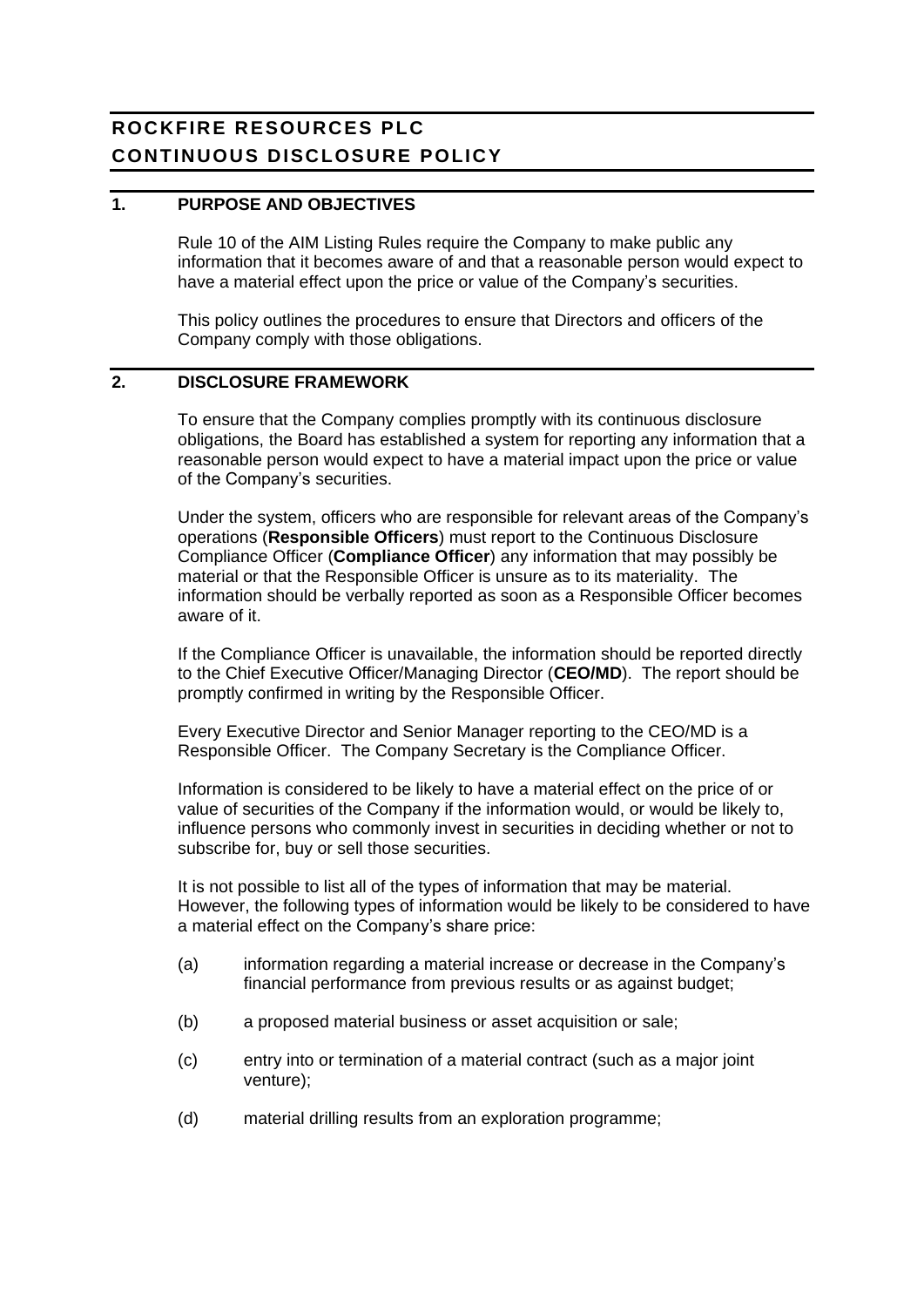# ROCKFIRE RESOURCES PLC
# CONTINUOUS DISCLOSURE POLICY

## 1. PURPOSE AND OBJECTIVES

Rule 10 of the AIM Listing Rules require the Company to make public any information that it becomes aware of and that a reasonable person would expect to have a material effect upon the price or value of the Company's securities.

This policy outlines the procedures to ensure that Directors and officers of the Company comply with those obligations.

## 2. DISCLOSURE FRAMEWORK

To ensure that the Company complies promptly with its continuous disclosure obligations, the Board has established a system for reporting any information that a reasonable person would expect to have a material impact upon the price or value of the Company's securities.

Under the system, officers who are responsible for relevant areas of the Company's operations (**Responsible Officers**) must report to the Continuous Disclosure Compliance Officer (**Compliance Officer**) any information that may possibly be material or that the Responsible Officer is unsure as to its materiality. The information should be verbally reported as soon as a Responsible Officer becomes aware of it.

If the Compliance Officer is unavailable, the information should be reported directly to the Chief Executive Officer/Managing Director (**CEO/MD**). The report should be promptly confirmed in writing by the Responsible Officer.

Every Executive Director and Senior Manager reporting to the CEO/MD is a Responsible Officer. The Company Secretary is the Compliance Officer.

Information is considered to be likely to have a material effect on the price of or value of securities of the Company if the information would, or would be likely to, influence persons who commonly invest in securities in deciding whether or not to subscribe for, buy or sell those securities.

It is not possible to list all of the types of information that may be material. However, the following types of information would be likely to be considered to have a material effect on the Company's share price:

(a) information regarding a material increase or decrease in the Company's financial performance from previous results or as against budget;

(b) a proposed material business or asset acquisition or sale;

(c) entry into or termination of a material contract (such as a major joint venture);

(d) material drilling results from an exploration programme;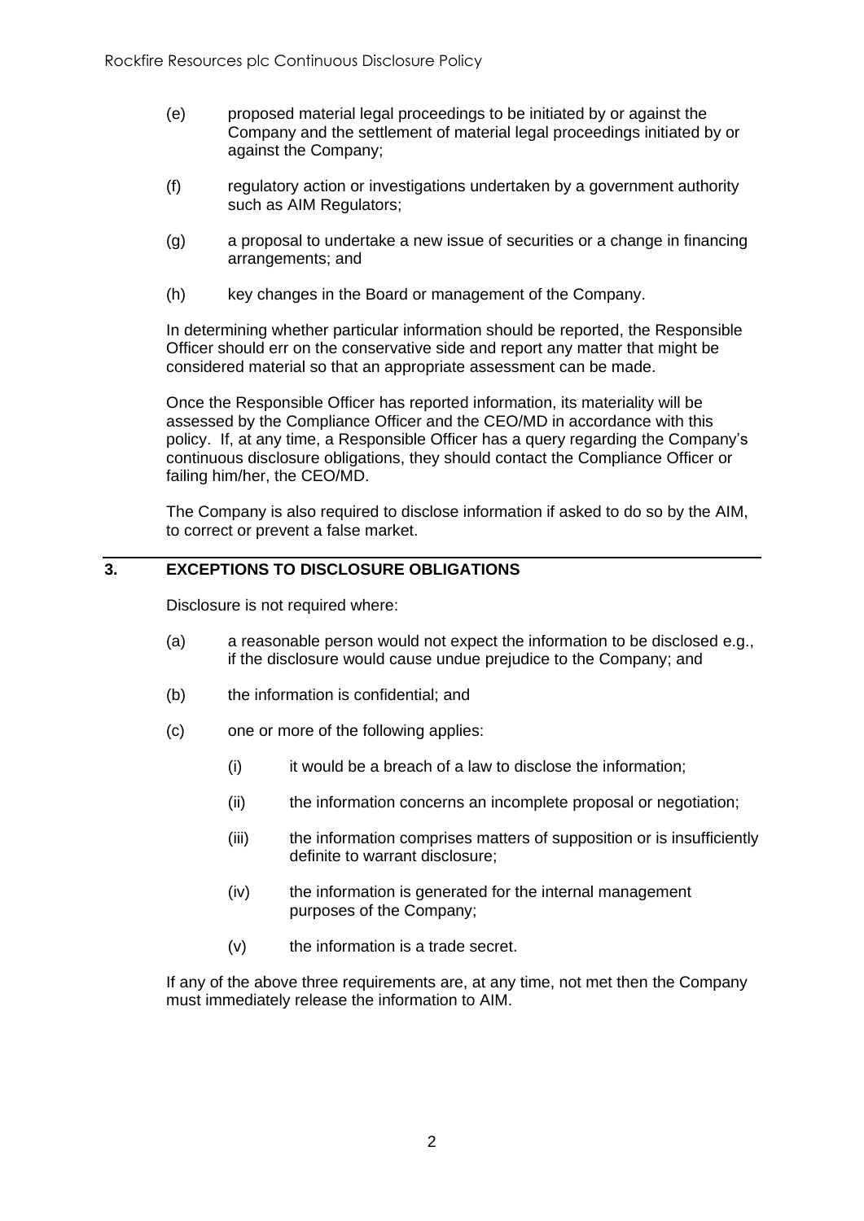(e) proposed material legal proceedings to be initiated by or against the Company and the settlement of material legal proceedings initiated by or against the Company;

(f) regulatory action or investigations undertaken by a government authority such as AIM Regulators;

(g) a proposal to undertake a new issue of securities or a change in financing arrangements; and

(h) key changes in the Board or management of the Company.

In determining whether particular information should be reported, the Responsible Officer should err on the conservative side and report any matter that might be considered material so that an appropriate assessment can be made.

Once the Responsible Officer has reported information, its materiality will be assessed by the Compliance Officer and the CEO/MD in accordance with this policy. If, at any time, a Responsible Officer has a query regarding the Company's continuous disclosure obligations, they should contact the Compliance Officer or failing him/her, the CEO/MD.

The Company is also required to disclose information if asked to do so by the AIM, to correct or prevent a false market.

## 3. EXCEPTIONS TO DISCLOSURE OBLIGATIONS

Disclosure is not required where:

(a) a reasonable person would not expect the information to be disclosed e.g., if the disclosure would cause undue prejudice to the Company; and

(b) the information is confidential; and

(c) one or more of the following applies:

  (i) it would be a breach of a law to disclose the information;

  (ii) the information concerns an incomplete proposal or negotiation;

  (iii) the information comprises matters of supposition or is insufficiently definite to warrant disclosure;

  (iv) the information is generated for the internal management purposes of the Company;

  (v) the information is a trade secret.

If any of the above three requirements are, at any time, not met then the Company must immediately release the information to AIM.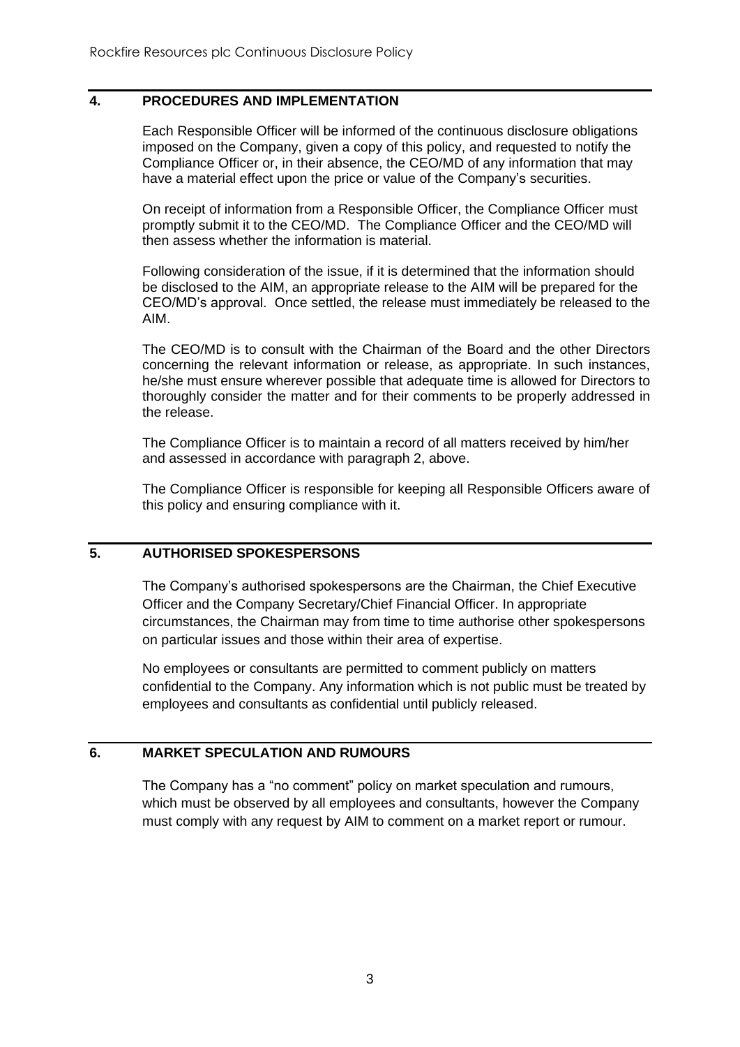## 4. PROCEDURES AND IMPLEMENTATION

Each Responsible Officer will be informed of the continuous disclosure obligations imposed on the Company, given a copy of this policy, and requested to notify the Compliance Officer or, in their absence, the CEO/MD of any information that may have a material effect upon the price or value of the Company's securities.

On receipt of information from a Responsible Officer, the Compliance Officer must promptly submit it to the CEO/MD. The Compliance Officer and the CEO/MD will then assess whether the information is material.

Following consideration of the issue, if it is determined that the information should be disclosed to the AIM, an appropriate release to the AIM will be prepared for the CEO/MD's approval. Once settled, the release must immediately be released to the AIM.

The CEO/MD is to consult with the Chairman of the Board and the other Directors concerning the relevant information or release, as appropriate. In such instances, he/she must ensure wherever possible that adequate time is allowed for Directors to thoroughly consider the matter and for their comments to be properly addressed in the release.

The Compliance Officer is to maintain a record of all matters received by him/her and assessed in accordance with paragraph 2, above.

The Compliance Officer is responsible for keeping all Responsible Officers aware of this policy and ensuring compliance with it.

## 5. AUTHORISED SPOKESPERSONS

The Company's authorised spokespersons are the Chairman, the Chief Executive Officer and the Company Secretary/Chief Financial Officer. In appropriate circumstances, the Chairman may from time to time authorise other spokespersons on particular issues and those within their area of expertise.

No employees or consultants are permitted to comment publicly on matters confidential to the Company. Any information which is not public must be treated by employees and consultants as confidential until publicly released.

## 6. MARKET SPECULATION AND RUMOURS

The Company has a "no comment" policy on market speculation and rumours, which must be observed by all employees and consultants, however the Company must comply with any request by AIM to comment on a market report or rumour.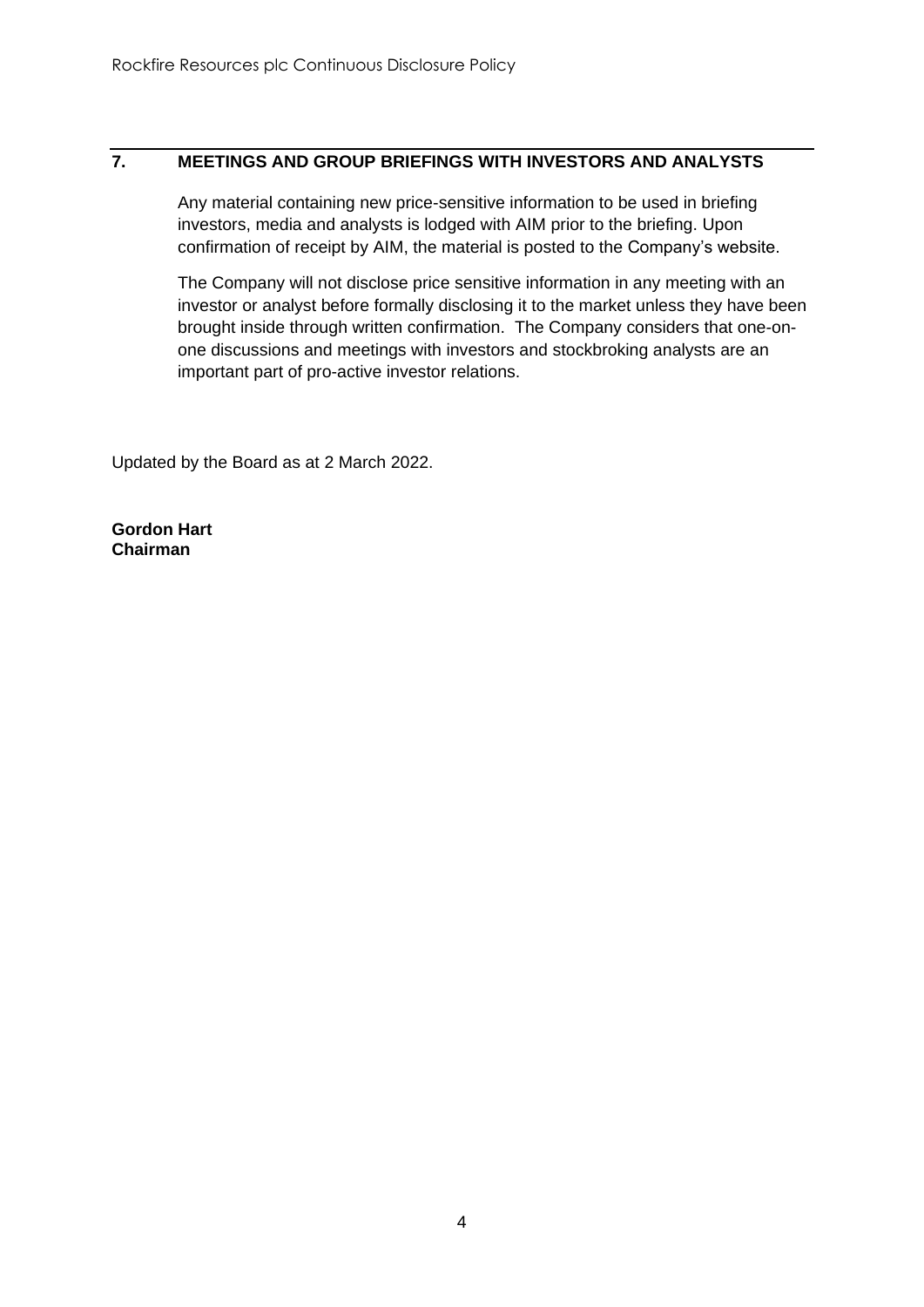## 7. MEETINGS AND GROUP BRIEFINGS WITH INVESTORS AND ANALYSTS

Any material containing new price-sensitive information to be used in briefing investors, media and analysts is lodged with AIM prior to the briefing. Upon confirmation of receipt by AIM, the material is posted to the Company's website.

The Company will not disclose price sensitive information in any meeting with an investor or analyst before formally disclosing it to the market unless they have been brought inside through written confirmation. The Company considers that one-on-one discussions and meetings with investors and stockbroking analysts are an important part of pro-active investor relations.

Updated by the Board as at 2 March 2022.

**Gordon Hart**
**Chairman**